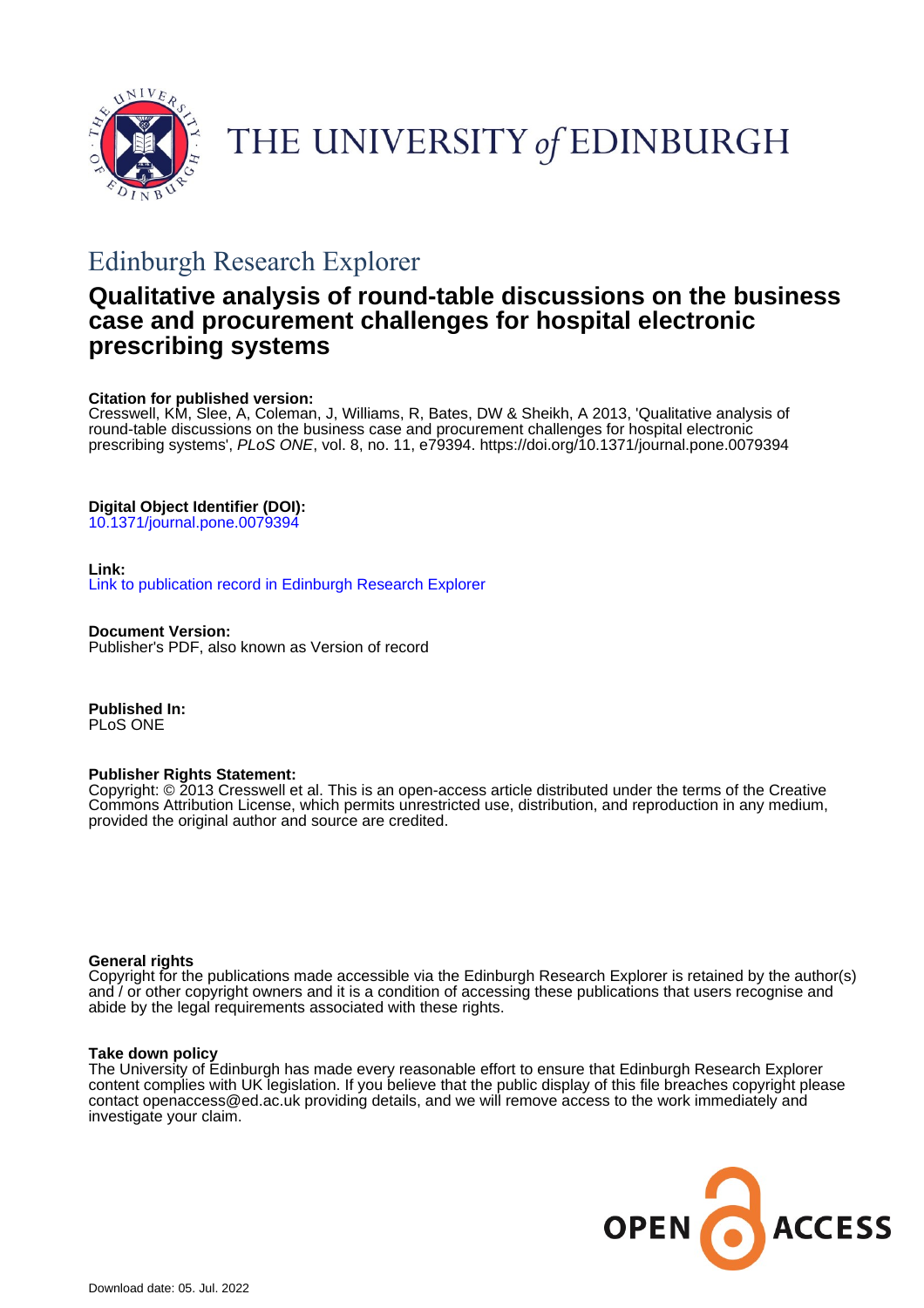THE UNIVERSITY *of* EDINBURGH

## Edinburgh Research Explorer

# Qualitative analysis of round-table discussions on the business case and procurement challenges for hospital electronic prescribing systems

**Citation for published version:**
Cresswell, KM, Slee, A, Coleman, J, Williams, R, Bates, DW & Sheikh, A 2013, 'Qualitative analysis of round-table discussions on the business case and procurement challenges for hospital electronic prescribing systems', *PLoS ONE*, vol. 8, no. 11, e79394. https://doi.org/10.1371/journal.pone.0079394

**Digital Object Identifier (DOI):**
10.1371/journal.pone.0079394

**Link:**
Link to publication record in Edinburgh Research Explorer

**Document Version:**
Publisher's PDF, also known as Version of record

**Published In:**
PLoS ONE

**Publisher Rights Statement:**
Copyright: © 2013 Cresswell et al. This is an open-access article distributed under the terms of the Creative Commons Attribution License, which permits unrestricted use, distribution, and reproduction in any medium, provided the original author and source are credited.

**General rights**
Copyright for the publications made accessible via the Edinburgh Research Explorer is retained by the author(s) and / or other copyright owners and it is a condition of accessing these publications that users recognise and abide by the legal requirements associated with these rights.

**Take down policy**
The University of Edinburgh has made every reasonable effort to ensure that Edinburgh Research Explorer content complies with UK legislation. If you believe that the public display of this file breaches copyright please contact openaccess@ed.ac.uk providing details, and we will remove access to the work immediately and investigate your claim.

OPEN ACCESS

Download date: 05. Jul. 2022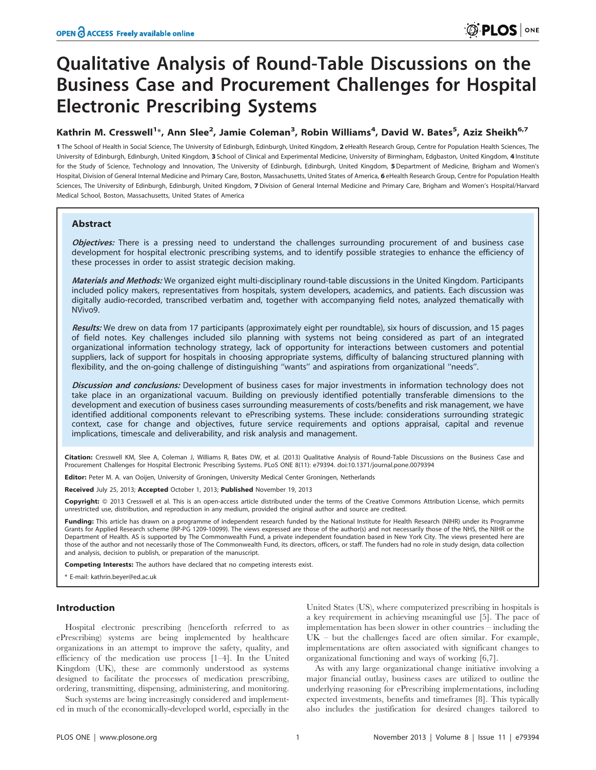# Qualitative Analysis of Round-Table Discussions on the Business Case and Procurement Challenges for Hospital Electronic Prescribing Systems

## Kathrin M. Cresswell[1]*, Ann Slee[2], Jamie Coleman[3], Robin Williams[4], David W. Bates[5], Aziz Sheikh[6,7]

1 The School of Health in Social Science, The University of Edinburgh, Edinburgh, United Kingdom, 2 eHealth Research Group, Centre for Population Health Sciences, The University of Edinburgh, Edinburgh, United Kingdom, 3 School of Clinical and Experimental Medicine, University of Birmingham, Edgbaston, United Kingdom, 4 Institute for the Study of Science, Technology and Innovation, The University of Edinburgh, Edinburgh, United Kingdom, 5 Department of Medicine, Brigham and Women's Hospital, Division of General Internal Medicine and Primary Care, Boston, Massachusetts, United States of America, 6 eHealth Research Group, Centre for Population Health Sciences, The University of Edinburgh, Edinburgh, United Kingdom, 7 Division of General Internal Medicine and Primary Care, Brigham and Women's Hospital/Harvard Medical School, Boston, Massachusetts, United States of America

### Abstract

*Objectives:* There is a pressing need to understand the challenges surrounding procurement of and business case development for hospital electronic prescribing systems, and to identify possible strategies to enhance the efficiency of these processes in order to assist strategic decision making.

*Materials and Methods:* We organized eight multi-disciplinary round-table discussions in the United Kingdom. Participants included policy makers, representatives from hospitals, system developers, academics, and patients. Each discussion was digitally audio-recorded, transcribed verbatim and, together with accompanying field notes, analyzed thematically with NVivo9.

*Results:* We drew on data from 17 participants (approximately eight per roundtable), six hours of discussion, and 15 pages of field notes. Key challenges included silo planning with systems not being considered as part of an integrated organizational information technology strategy, lack of opportunity for interactions between customers and potential suppliers, lack of support for hospitals in choosing appropriate systems, difficulty of balancing structured planning with flexibility, and the on-going challenge of distinguishing ''wants'' and aspirations from organizational ''needs''.

*Discussion and conclusions:* Development of business cases for major investments in information technology does not take place in an organizational vacuum. Building on previously identified potentially transferable dimensions to the development and execution of business cases surrounding measurements of costs/benefits and risk management, we have identified additional components relevant to ePrescribing systems. These include: considerations surrounding strategic context, case for change and objectives, future service requirements and options appraisal, capital and revenue implications, timescale and deliverability, and risk analysis and management.

**Citation:** Cresswell KM, Slee A, Coleman J, Williams R, Bates DW, et al. (2013) Qualitative Analysis of Round-Table Discussions on the Business Case and Procurement Challenges for Hospital Electronic Prescribing Systems. PLoS ONE 8(11): e79394. doi:10.1371/journal.pone.0079394

**Editor:** Peter M. A. van Ooijen, University of Groningen, University Medical Center Groningen, Netherlands

**Received** July 25, 2013; **Accepted** October 1, 2013; **Published** November 19, 2013

**Copyright:** © 2013 Cresswell et al. This is an open-access article distributed under the terms of the Creative Commons Attribution License, which permits unrestricted use, distribution, and reproduction in any medium, provided the original author and source are credited.

**Funding:** This article has drawn on a programme of independent research funded by the National Institute for Health Research (NIHR) under its Programme Grants for Applied Research scheme (RP-PG 1209-10099). The views expressed are those of the author(s) and not necessarily those of the NHS, the NIHR or the Department of Health. AS is supported by The Commonwealth Fund, a private independent foundation based in New York City. The views presented here are those of the author and not necessarily those of The Commonwealth Fund, its directors, officers, or staff. The funders had no role in study design, data collection and analysis, decision to publish, or preparation of the manuscript.

**Competing Interests:** The authors have declared that no competing interests exist.

* E-mail: kathrin.beyer@ed.ac.uk

## Introduction

Hospital electronic prescribing (henceforth referred to as ePrescribing) systems are being implemented by healthcare organizations in an attempt to improve the safety, quality, and efficiency of the medication use process [1–4]. In the United Kingdom (UK), these are commonly understood as systems designed to facilitate the processes of medication prescribing, ordering, transmitting, dispensing, administering, and monitoring.

Such systems are being increasingly considered and implemented in much of the economically-developed world, especially in the United States (US), where computerized prescribing in hospitals is a key requirement in achieving meaningful use [5]. The pace of implementation has been slower in other countries – including the UK – but the challenges faced are often similar. For example, implementations are often associated with significant changes to organizational functioning and ways of working [6,7].

As with any large organizational change initiative involving a major financial outlay, business cases are utilized to outline the underlying reasoning for ePrescribing implementations, including expected investments, benefits and timeframes [8]. This typically also includes the justification for desired changes tailored to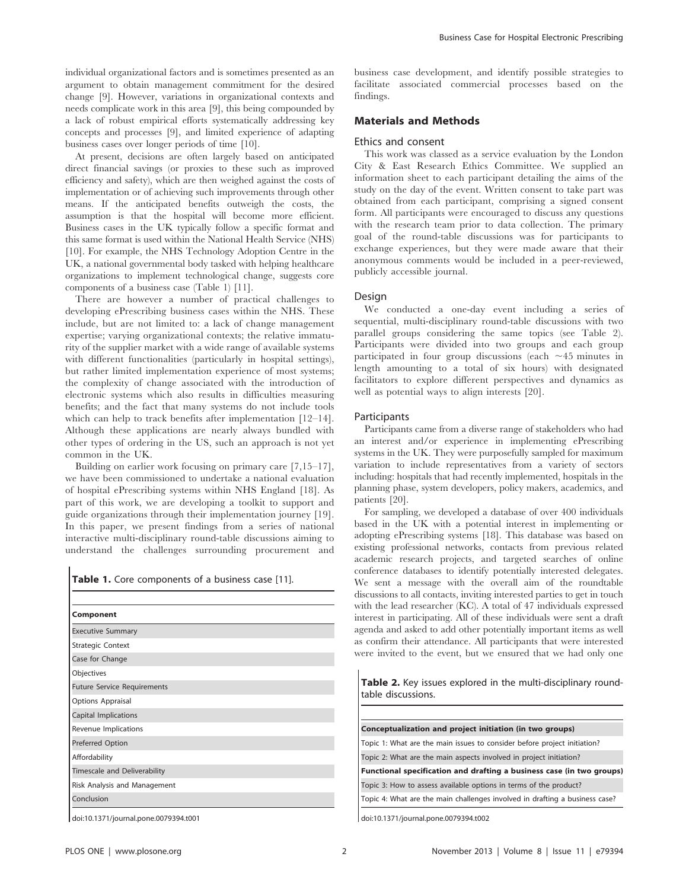individual organizational factors and is sometimes presented as an argument to obtain management commitment for the desired change [9]. However, variations in organizational contexts and needs complicate work in this area [9], this being compounded by a lack of robust empirical efforts systematically addressing key concepts and processes [9], and limited experience of adapting business cases over longer periods of time [10].

At present, decisions are often largely based on anticipated direct financial savings (or proxies to these such as improved efficiency and safety), which are then weighed against the costs of implementation or of achieving such improvements through other means. If the anticipated benefits outweigh the costs, the assumption is that the hospital will become more efficient. Business cases in the UK typically follow a specific format and this same format is used within the National Health Service (NHS) [10]. For example, the NHS Technology Adoption Centre in the UK, a national governmental body tasked with helping healthcare organizations to implement technological change, suggests core components of a business case (Table 1) [11].

There are however a number of practical challenges to developing ePrescribing business cases within the NHS. These include, but are not limited to: a lack of change management expertise; varying organizational contexts; the relative immaturity of the supplier market with a wide range of available systems with different functionalities (particularly in hospital settings), but rather limited implementation experience of most systems; the complexity of change associated with the introduction of electronic systems which also results in difficulties measuring benefits; and the fact that many systems do not include tools which can help to track benefits after implementation [12–14]. Although these applications are nearly always bundled with other types of ordering in the US, such an approach is not yet common in the UK.

Building on earlier work focusing on primary care [7,15–17], we have been commissioned to undertake a national evaluation of hospital ePrescribing systems within NHS England [18]. As part of this work, we are developing a toolkit to support and guide organizations through their implementation journey [19]. In this paper, we present findings from a series of national interactive multi-disciplinary round-table discussions aiming to understand the challenges surrounding procurement and business case development, and identify possible strategies to facilitate associated commercial processes based on the findings.

**Table 1.** Core components of a business case [11].

| Component |
|---|
| Executive Summary |
| Strategic Context |
| Case for Change |
| Objectives |
| Future Service Requirements |
| Options Appraisal |
| Capital Implications |
| Revenue Implications |
| Preferred Option |
| Affordability |
| Timescale and Deliverability |
| Risk Analysis and Management |
| Conclusion |

doi:10.1371/journal.pone.0079394.t001

## Materials and Methods

### Ethics and consent

This work was classed as a service evaluation by the London City & East Research Ethics Committee. We supplied an information sheet to each participant detailing the aims of the study on the day of the event. Written consent to take part was obtained from each participant, comprising a signed consent form. All participants were encouraged to discuss any questions with the research team prior to data collection. The primary goal of the round-table discussions was for participants to exchange experiences, but they were made aware that their anonymous comments would be included in a peer-reviewed, publicly accessible journal.

### Design

We conducted a one-day event including a series of sequential, multi-disciplinary round-table discussions with two parallel groups considering the same topics (see Table 2). Participants were divided into two groups and each group participated in four group discussions (each ~45 minutes in length amounting to a total of six hours) with designated facilitators to explore different perspectives and dynamics as well as potential ways to align interests [20].

### Participants

Participants came from a diverse range of stakeholders who had an interest and/or experience in implementing ePrescribing systems in the UK. They were purposefully sampled for maximum variation to include representatives from a variety of sectors including: hospitals that had recently implemented, hospitals in the planning phase, system developers, policy makers, academics, and patients [20].

For sampling, we developed a database of over 400 individuals based in the UK with a potential interest in implementing or adopting ePrescribing systems [18]. This database was based on existing professional networks, contacts from previous related academic research projects, and targeted searches of online conference databases to identify potentially interested delegates. We sent a message with the overall aim of the roundtable discussions to all contacts, inviting interested parties to get in touch with the lead researcher (KC). A total of 47 individuals expressed interest in participating. All of these individuals were sent a draft agenda and asked to add other potentially important items as well as confirm their attendance. All participants that were interested were invited to the event, but we ensured that we had only one

**Table 2.** Key issues explored in the multi-disciplinary round-table discussions.

| |
|---|
| **Conceptualization and project initiation (in two groups)** |
| Topic 1: What are the main issues to consider before project initiation? |
| Topic 2: What are the main aspects involved in project initiation? |
| **Functional specification and drafting a business case (in two groups)** |
| Topic 3: How to assess available options in terms of the product? |
| Topic 4: What are the main challenges involved in drafting a business case? |

doi:10.1371/journal.pone.0079394.t002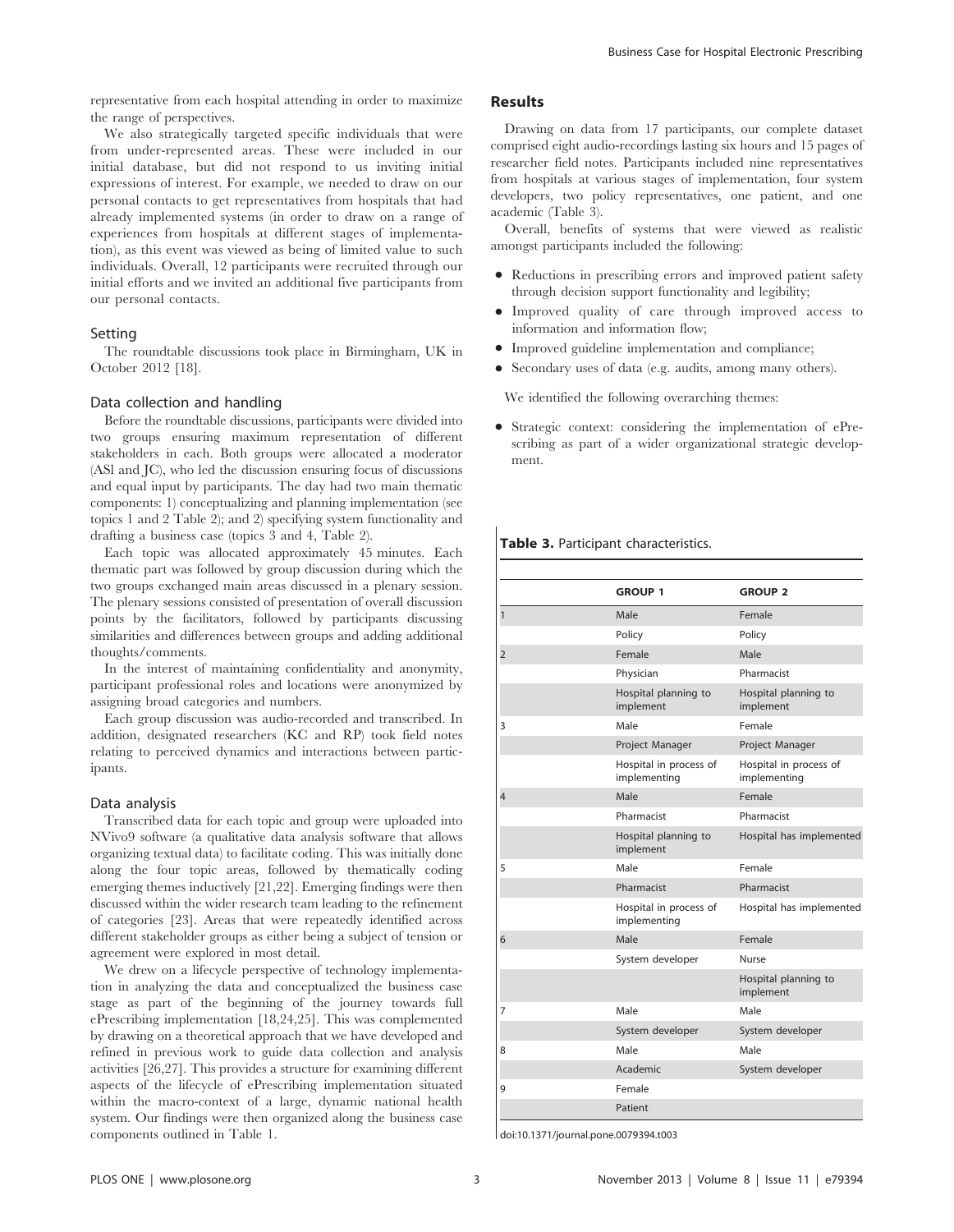representative from each hospital attending in order to maximize the range of perspectives.

We also strategically targeted specific individuals that were from under-represented areas. These were included in our initial database, but did not respond to us inviting initial expressions of interest. For example, we needed to draw on our personal contacts to get representatives from hospitals that had already implemented systems (in order to draw on a range of experiences from hospitals at different stages of implementation), as this event was viewed as being of limited value to such individuals. Overall, 12 participants were recruited through our initial efforts and we invited an additional five participants from our personal contacts.

### Setting

The roundtable discussions took place in Birmingham, UK in October 2012 [18].

### Data collection and handling

Before the roundtable discussions, participants were divided into two groups ensuring maximum representation of different stakeholders in each. Both groups were allocated a moderator (ASl and JC), who led the discussion ensuring focus of discussions and equal input by participants. The day had two main thematic components: 1) conceptualizing and planning implementation (see topics 1 and 2 Table 2); and 2) specifying system functionality and drafting a business case (topics 3 and 4, Table 2).

Each topic was allocated approximately 45 minutes. Each thematic part was followed by group discussion during which the two groups exchanged main areas discussed in a plenary session. The plenary sessions consisted of presentation of overall discussion points by the facilitators, followed by participants discussing similarities and differences between groups and adding additional thoughts/comments.

In the interest of maintaining confidentiality and anonymity, participant professional roles and locations were anonymized by assigning broad categories and numbers.

Each group discussion was audio-recorded and transcribed. In addition, designated researchers (KC and RP) took field notes relating to perceived dynamics and interactions between participants.

### Data analysis

Transcribed data for each topic and group were uploaded into NVivo9 software (a qualitative data analysis software that allows organizing textual data) to facilitate coding. This was initially done along the four topic areas, followed by thematically coding emerging themes inductively [21,22]. Emerging findings were then discussed within the wider research team leading to the refinement of categories [23]. Areas that were repeatedly identified across different stakeholder groups as either being a subject of tension or agreement were explored in most detail.

We drew on a lifecycle perspective of technology implementation in analyzing the data and conceptualized the business case stage as part of the beginning of the journey towards full ePrescribing implementation [18,24,25]. This was complemented by drawing on a theoretical approach that we have developed and refined in previous work to guide data collection and analysis activities [26,27]. This provides a structure for examining different aspects of the lifecycle of ePrescribing implementation situated within the macro-context of a large, dynamic national health system. Our findings were then organized along the business case components outlined in Table 1.

## Results

Drawing on data from 17 participants, our complete dataset comprised eight audio-recordings lasting six hours and 15 pages of researcher field notes. Participants included nine representatives from hospitals at various stages of implementation, four system developers, two policy representatives, one patient, and one academic (Table 3).

Overall, benefits of systems that were viewed as realistic amongst participants included the following:

- Reductions in prescribing errors and improved patient safety through decision support functionality and legibility;
- Improved quality of care through improved access to information and information flow;
- Improved guideline implementation and compliance;
- Secondary uses of data (e.g. audits, among many others).

We identified the following overarching themes:

- Strategic context: considering the implementation of ePrescribing as part of a wider organizational strategic development.

**Table 3.** Participant characteristics.

| | GROUP 1 | GROUP 2 |
|---|---|---|
| 1 | Male | Female |
| | Policy | Policy |
| 2 | Female | Male |
| | Physician | Pharmacist |
| | Hospital planning to implement | Hospital planning to implement |
| 3 | Male | Female |
| | Project Manager | Project Manager |
| | Hospital in process of implementing | Hospital in process of implementing |
| 4 | Male | Female |
| | Pharmacist | Pharmacist |
| | Hospital planning to implement | Hospital has implemented |
| 5 | Male | Female |
| | Pharmacist | Pharmacist |
| | Hospital in process of implementing | Hospital has implemented |
| 6 | Male | Female |
| | System developer | Nurse |
| | | Hospital planning to implement |
| 7 | Male | Male |
| | System developer | System developer |
| 8 | Male | Male |
| | Academic | System developer |
| 9 | Female | |
| | Patient | |

doi:10.1371/journal.pone.0079394.t003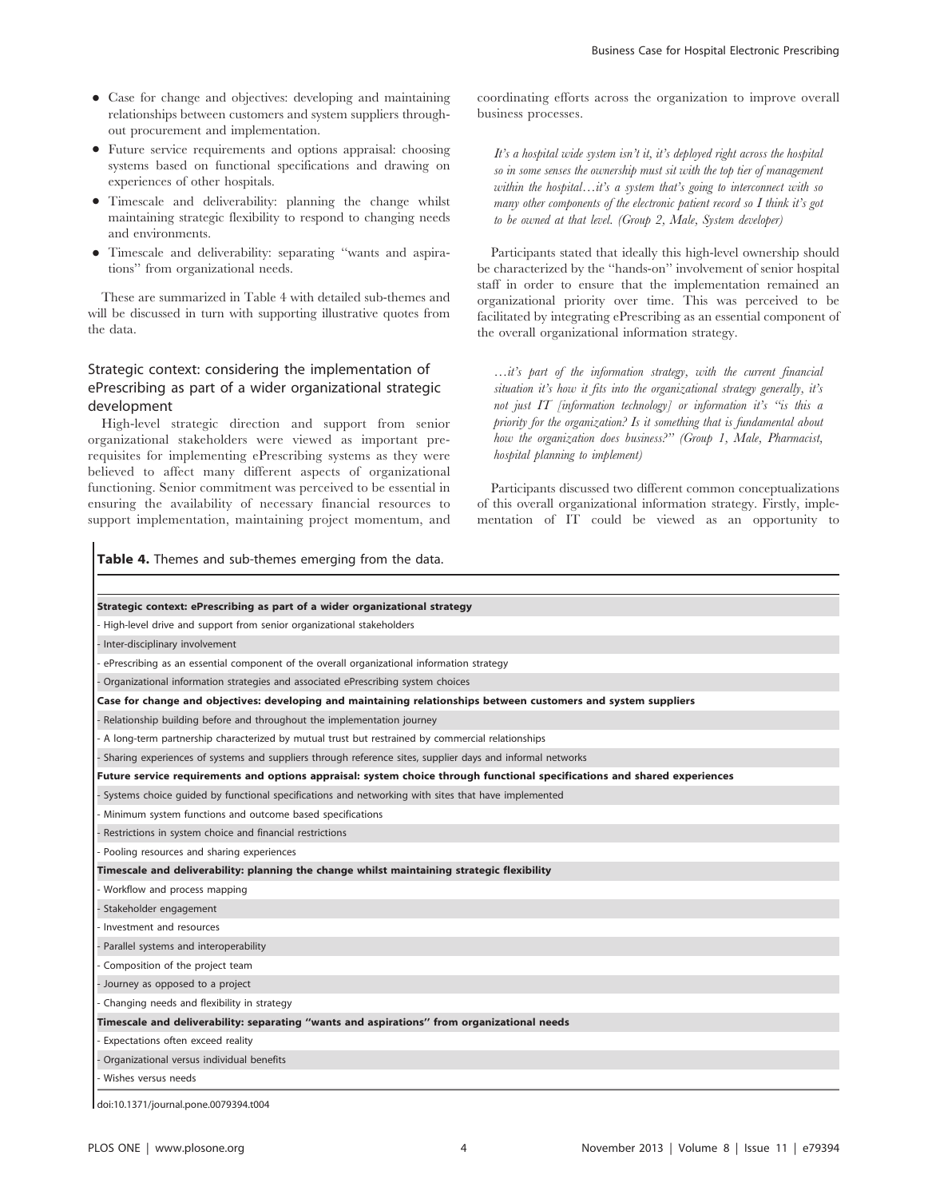- Case for change and objectives: developing and maintaining relationships between customers and system suppliers throughout procurement and implementation.
- Future service requirements and options appraisal: choosing systems based on functional specifications and drawing on experiences of other hospitals.
- Timescale and deliverability: planning the change whilst maintaining strategic flexibility to respond to changing needs and environments.
- Timescale and deliverability: separating "wants and aspirations" from organizational needs.

These are summarized in Table 4 with detailed sub-themes and will be discussed in turn with supporting illustrative quotes from the data.

### Strategic context: considering the implementation of ePrescribing as part of a wider organizational strategic development

High-level strategic direction and support from senior organizational stakeholders were viewed as important prerequisites for implementing ePrescribing systems as they were believed to affect many different aspects of organizational functioning. Senior commitment was perceived to be essential in ensuring the availability of necessary financial resources to support implementation, maintaining project momentum, and coordinating efforts across the organization to improve overall business processes.

> *It's a hospital wide system isn't it, it's deployed right across the hospital so in some senses the ownership must sit with the top tier of management within the hospital…it's a system that's going to interconnect with so many other components of the electronic patient record so I think it's got to be owned at that level. (Group 2, Male, System developer)*

Participants stated that ideally this high-level ownership should be characterized by the "hands-on" involvement of senior hospital staff in order to ensure that the implementation remained an organizational priority over time. This was perceived to be facilitated by integrating ePrescribing as an essential component of the overall organizational information strategy.

> *…it's part of the information strategy, with the current financial situation it's how it fits into the organizational strategy generally, it's not just IT [information technology] or information it's "is this a priority for the organization? Is it something that is fundamental about how the organization does business?" (Group 1, Male, Pharmacist, hospital planning to implement)*

Participants discussed two different common conceptualizations of this overall organizational information strategy. Firstly, implementation of IT could be viewed as an opportunity to

**Table 4.** Themes and sub-themes emerging from the data.

| |
|---|
| **Strategic context: ePrescribing as part of a wider organizational strategy** |
| - High-level drive and support from senior organizational stakeholders |
| - Inter-disciplinary involvement |
| - ePrescribing as an essential component of the overall organizational information strategy |
| - Organizational information strategies and associated ePrescribing system choices |
| **Case for change and objectives: developing and maintaining relationships between customers and system suppliers** |
| - Relationship building before and throughout the implementation journey |
| - A long-term partnership characterized by mutual trust but restrained by commercial relationships |
| - Sharing experiences of systems and suppliers through reference sites, supplier days and informal networks |
| **Future service requirements and options appraisal: system choice through functional specifications and shared experiences** |
| - Systems choice guided by functional specifications and networking with sites that have implemented |
| - Minimum system functions and outcome based specifications |
| - Restrictions in system choice and financial restrictions |
| - Pooling resources and sharing experiences |
| **Timescale and deliverability: planning the change whilst maintaining strategic flexibility** |
| - Workflow and process mapping |
| - Stakeholder engagement |
| - Investment and resources |
| - Parallel systems and interoperability |
| - Composition of the project team |
| - Journey as opposed to a project |
| - Changing needs and flexibility in strategy |
| **Timescale and deliverability: separating "wants and aspirations" from organizational needs** |
| - Expectations often exceed reality |
| - Organizational versus individual benefits |
| - Wishes versus needs |

doi:10.1371/journal.pone.0079394.t004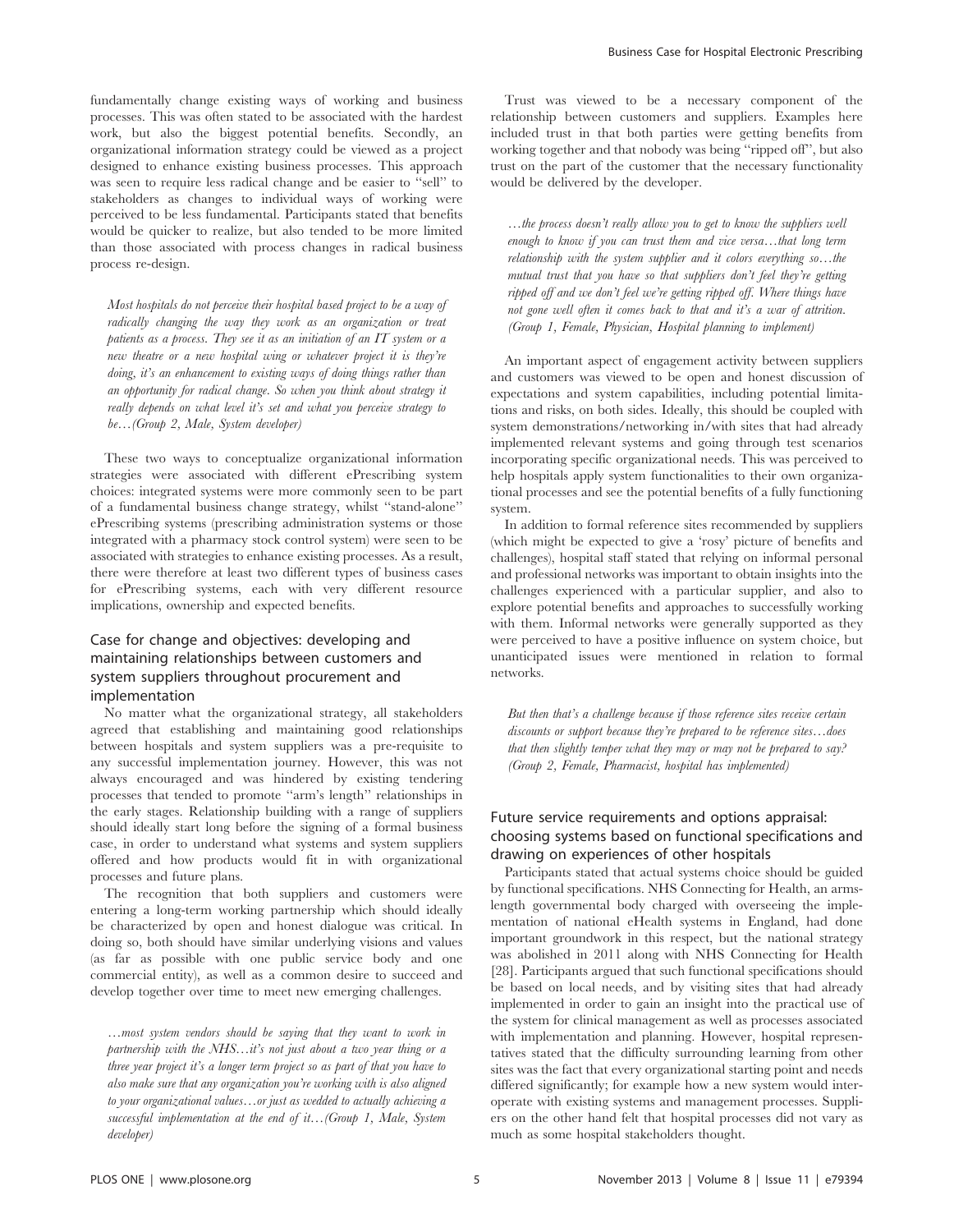fundamentally change existing ways of working and business processes. This was often stated to be associated with the hardest work, but also the biggest potential benefits. Secondly, an organizational information strategy could be viewed as a project designed to enhance existing business processes. This approach was seen to require less radical change and be easier to ''sell'' to stakeholders as changes to individual ways of working were perceived to be less fundamental. Participants stated that benefits would be quicker to realize, but also tended to be more limited than those associated with process changes in radical business process re-design.

*Most hospitals do not perceive their hospital based project to be a way of radically changing the way they work as an organization or treat patients as a process. They see it as an initiation of an IT system or a new theatre or a new hospital wing or whatever project it is they're doing, it's an enhancement to existing ways of doing things rather than an opportunity for radical change. So when you think about strategy it really depends on what level it's set and what you perceive strategy to be…(Group 2, Male, System developer)*

These two ways to conceptualize organizational information strategies were associated with different ePrescribing system choices: integrated systems were more commonly seen to be part of a fundamental business change strategy, whilst ''stand-alone'' ePrescribing systems (prescribing administration systems or those integrated with a pharmacy stock control system) were seen to be associated with strategies to enhance existing processes. As a result, there were therefore at least two different types of business cases for ePrescribing systems, each with very different resource implications, ownership and expected benefits.

### Case for change and objectives: developing and maintaining relationships between customers and system suppliers throughout procurement and implementation

No matter what the organizational strategy, all stakeholders agreed that establishing and maintaining good relationships between hospitals and system suppliers was a pre-requisite to any successful implementation journey. However, this was not always encouraged and was hindered by existing tendering processes that tended to promote ''arm's length'' relationships in the early stages. Relationship building with a range of suppliers should ideally start long before the signing of a formal business case, in order to understand what systems and system suppliers offered and how products would fit in with organizational processes and future plans.

The recognition that both suppliers and customers were entering a long-term working partnership which should ideally be characterized by open and honest dialogue was critical. In doing so, both should have similar underlying visions and values (as far as possible with one public service body and one commercial entity), as well as a common desire to succeed and develop together over time to meet new emerging challenges.

*…most system vendors should be saying that they want to work in partnership with the NHS…it's not just about a two year thing or a three year project it's a longer term project so as part of that you have to also make sure that any organization you're working with is also aligned to your organizational values…or just as wedded to actually achieving a successful implementation at the end of it…(Group 1, Male, System developer)*

Trust was viewed to be a necessary component of the relationship between customers and suppliers. Examples here included trust in that both parties were getting benefits from working together and that nobody was being ''ripped off'', but also trust on the part of the customer that the necessary functionality would be delivered by the developer.

*…the process doesn't really allow you to get to know the suppliers well enough to know if you can trust them and vice versa…that long term relationship with the system supplier and it colors everything so…the mutual trust that you have so that suppliers don't feel they're getting ripped off and we don't feel we're getting ripped off. Where things have not gone well often it comes back to that and it's a war of attrition. (Group 1, Female, Physician, Hospital planning to implement)*

An important aspect of engagement activity between suppliers and customers was viewed to be open and honest discussion of expectations and system capabilities, including potential limitations and risks, on both sides. Ideally, this should be coupled with system demonstrations/networking in/with sites that had already implemented relevant systems and going through test scenarios incorporating specific organizational needs. This was perceived to help hospitals apply system functionalities to their own organizational processes and see the potential benefits of a fully functioning system.

In addition to formal reference sites recommended by suppliers (which might be expected to give a 'rosy' picture of benefits and challenges), hospital staff stated that relying on informal personal and professional networks was important to obtain insights into the challenges experienced with a particular supplier, and also to explore potential benefits and approaches to successfully working with them. Informal networks were generally supported as they were perceived to have a positive influence on system choice, but unanticipated issues were mentioned in relation to formal networks.

*But then that's a challenge because if those reference sites receive certain discounts or support because they're prepared to be reference sites…does that then slightly temper what they may or may not be prepared to say? (Group 2, Female, Pharmacist, hospital has implemented)*

### Future service requirements and options appraisal: choosing systems based on functional specifications and drawing on experiences of other hospitals

Participants stated that actual systems choice should be guided by functional specifications. NHS Connecting for Health, an arms-length governmental body charged with overseeing the implementation of national eHealth systems in England, had done important groundwork in this respect, but the national strategy was abolished in 2011 along with NHS Connecting for Health [28]. Participants argued that such functional specifications should be based on local needs, and by visiting sites that had already implemented in order to gain an insight into the practical use of the system for clinical management as well as processes associated with implementation and planning. However, hospital representatives stated that the difficulty surrounding learning from other sites was the fact that every organizational starting point and needs differed significantly; for example how a new system would inter-operate with existing systems and management processes. Suppliers on the other hand felt that hospital processes did not vary as much as some hospital stakeholders thought.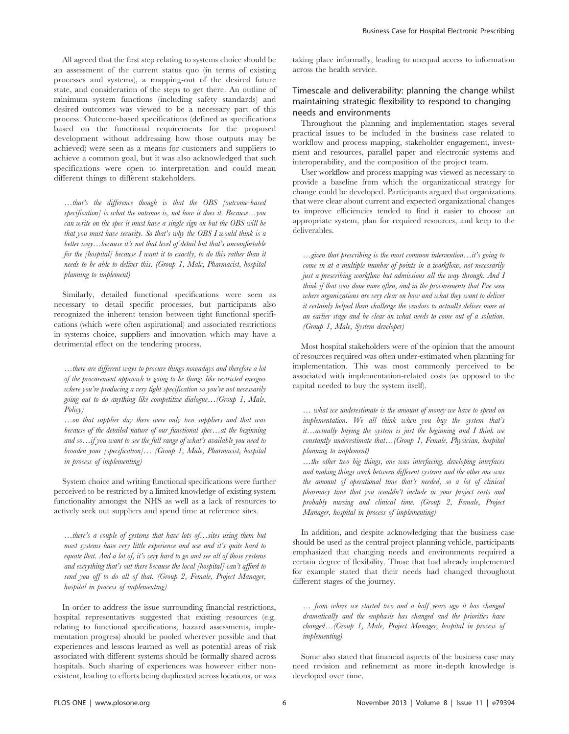All agreed that the first step relating to systems choice should be an assessment of the current status quo (in terms of existing processes and systems), a mapping-out of the desired future state, and consideration of the steps to get there. An outline of minimum system functions (including safety standards) and desired outcomes was viewed to be a necessary part of this process. Outcome-based specifications (defined as specifications based on the functional requirements for the proposed development without addressing how those outputs may be achieved) were seen as a means for customers and suppliers to achieve a common goal, but it was also acknowledged that such specifications were open to interpretation and could mean different things to different stakeholders.

*…that's the difference though is that the OBS [outcome-based specification] is what the outcome is, not how it does it. Because…you can write on the spec it must have a single sign on but the OBS will be that you must have security. So that's why the OBS I would think is a better way…because it's not that level of detail but that's uncomfortable for the [hospital] because I want it to exactly, to do this rather than it needs to be able to deliver this. (Group 1, Male, Pharmacist, hospital planning to implement)*

Similarly, detailed functional specifications were seen as necessary to detail specific processes, but participants also recognized the inherent tension between tight functional specifications (which were often aspirational) and associated restrictions in systems choice, suppliers and innovation which may have a detrimental effect on the tendering process.

*…there are different ways to procure things nowadays and therefore a lot of the procurement approach is going to be things like restricted energies where you're producing a very tight specification so you're not necessarily going out to do anything like competitive dialogue…(Group 1, Male, Policy)*

*…on that supplier day there were only two suppliers and that was because of the detailed nature of our functional spec…at the beginning and so…if you want to see the full range of what's available you need to broaden your [specification]… (Group 1, Male, Pharmacist, hospital in process of implementing)*

System choice and writing functional specifications were further perceived to be restricted by a limited knowledge of existing system functionality amongst the NHS as well as a lack of resources to actively seek out suppliers and spend time at reference sites.

*…there's a couple of systems that have lots of…sites using them but most systems have very little experience and use and it's quite hard to equate that. And a lot of, it's very hard to go and see all of those systems and everything that's out there because the local [hospital] can't afford to send you off to do all of that. (Group 2, Female, Project Manager, hospital in process of implementing)*

In order to address the issue surrounding financial restrictions, hospital representatives suggested that existing resources (e.g. relating to functional specifications, hazard assessments, implementation progress) should be pooled wherever possible and that experiences and lessons learned as well as potential areas of risk associated with different systems should be formally shared across hospitals. Such sharing of experiences was however either non-existent, leading to efforts being duplicated across locations, or was taking place informally, leading to unequal access to information across the health service.

### Timescale and deliverability: planning the change whilst maintaining strategic flexibility to respond to changing needs and environments

Throughout the planning and implementation stages several practical issues to be included in the business case related to workflow and process mapping, stakeholder engagement, investment and resources, parallel paper and electronic systems and interoperability, and the composition of the project team.

User workflow and process mapping was viewed as necessary to provide a baseline from which the organizational strategy for change could be developed. Participants argued that organizations that were clear about current and expected organizational changes to improve efficiencies tended to find it easier to choose an appropriate system, plan for required resources, and keep to the deliverables.

*…given that prescribing is the most common intervention…it's going to come in at a multiple number of points in a workflow, not necessarily just a prescribing workflow but admissions all the way through. And I think if that was done more often, and in the procurements that I've seen where organizations are very clear on how and what they want to deliver it certainly helped them challenge the vendors to actually deliver more at an earlier stage and be clear on what needs to come out of a solution. (Group 1, Male, System developer)*

Most hospital stakeholders were of the opinion that the amount of resources required was often under-estimated when planning for implementation. This was most commonly perceived to be associated with implementation-related costs (as opposed to the capital needed to buy the system itself).

*… what we underestimate is the amount of money we have to spend on implementation. We all think when you buy the system that's it…actually buying the system is just the beginning and I think we constantly underestimate that…(Group 1, Female, Physician, hospital planning to implement)*

*…the other two big things, one was interfacing, developing interfaces and making things work between different systems and the other one was the amount of operational time that's needed, so a lot of clinical pharmacy time that you wouldn't include in your project costs and probably nursing and clinical time. (Group 2, Female, Project Manager, hospital in process of implementing)*

In addition, and despite acknowledging that the business case should be used as the central project planning vehicle, participants emphasized that changing needs and environments required a certain degree of flexibility. Those that had already implemented for example stated that their needs had changed throughout different stages of the journey.

*… from where we started two and a half years ago it has changed dramatically and the emphasis has changed and the priorities have changed…(Group 1, Male, Project Manager, hospital in process of implementing)*

Some also stated that financial aspects of the business case may need revision and refinement as more in-depth knowledge is developed over time.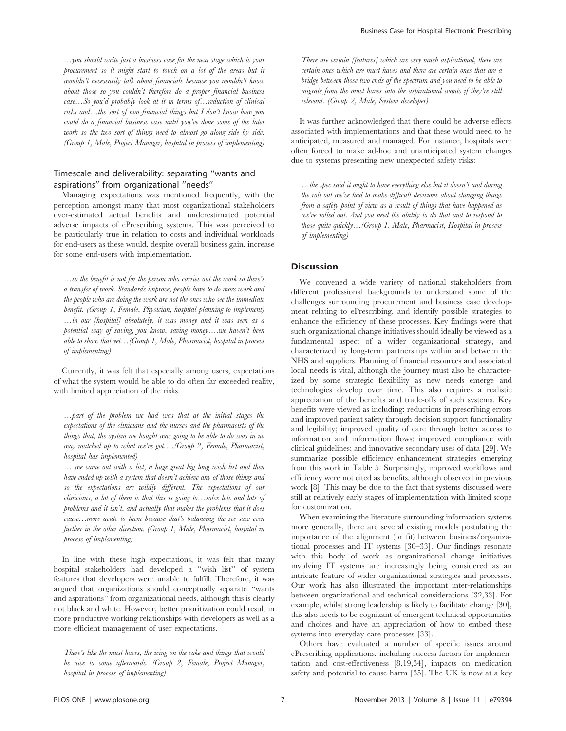*…you should write just a business case for the next stage which is your procurement so it might start to touch on a lot of the areas but it wouldn't necessarily talk about financials because you wouldn't know about those so you couldn't therefore do a proper financial business case…So you'd probably look at it in terms of…reduction of clinical risks and…the sort of non-financial things but I don't know how you could do a financial business case until you've done some of the later work so the two sort of things need to almost go along side by side. (Group 1, Male, Project Manager, hospital in process of implementing)*

## Timescale and deliverability: separating "wants and aspirations" from organizational "needs"

Managing expectations was mentioned frequently, with the perception amongst many that most organizational stakeholders over-estimated actual benefits and underestimated potential adverse impacts of ePrescribing systems. This was perceived to be particularly true in relation to costs and individual workloads for end-users as these would, despite overall business gain, increase for some end-users with implementation.

*…so the benefit is not for the person who carries out the work so there's a transfer of work. Standards improve, people have to do more work and the people who are doing the work are not the ones who see the immediate benefit. (Group 1, Female, Physician, hospital planning to implement)*
*…in our [hospital] absolutely, it was money and it was seen as a potential way of saving, you know, saving money….we haven't been able to show that yet…(Group 1, Male, Pharmacist, hospital in process of implementing)*

Currently, it was felt that especially among users, expectations of what the system would be able to do often far exceeded reality, with limited appreciation of the risks.

*…part of the problem we had was that at the initial stages the expectations of the clinicians and the nurses and the pharmacists of the things that, the system we bought was going to be able to do was in no way matched up to what we've got.…(Group 2, Female, Pharmacist, hospital has implemented)*

*… we came out with a list, a huge great big long wish list and then have ended up with a system that doesn't achieve any of those things and so the expectations are wildly different. The expectations of our clinicians, a lot of them is that this is going to…solve lots and lots of problems and it isn't, and actually that makes the problems that it does cause…more acute to them because that's balancing the see-saw even further in the other direction. (Group 1, Male, Pharmacist, hospital in process of implementing)*

In line with these high expectations, it was felt that many hospital stakeholders had developed a "wish list" of system features that developers were unable to fulfill. Therefore, it was argued that organizations should conceptually separate "wants and aspirations" from organizational needs, although this is clearly not black and white. However, better prioritization could result in more productive working relationships with developers as well as a more efficient management of user expectations.

*There's like the must haves, the icing on the cake and things that would be nice to come afterwards. (Group 2, Female, Project Manager, hospital in process of implementing)*

*There are certain [features] which are very much aspirational, there are certain ones which are must haves and there are certain ones that are a bridge between those two ends of the spectrum and you need to be able to migrate from the must haves into the aspirational wants if they're still relevant. (Group 2, Male, System developer)*

It was further acknowledged that there could be adverse effects associated with implementations and that these would need to be anticipated, measured and managed. For instance, hospitals were often forced to make ad-hoc and unanticipated system changes due to systems presenting new unexpected safety risks:

*…the spec said it ought to have everything else but it doesn't and during the roll out we've had to make difficult decisions about changing things from a safety point of view as a result of things that have happened as we've rolled out. And you need the ability to do that and to respond to those quite quickly…(Group 1, Male, Pharmacist, Hospital in process of implementing)*

## Discussion

We convened a wide variety of national stakeholders from different professional backgrounds to understand some of the challenges surrounding procurement and business case development relating to ePrescribing, and identify possible strategies to enhance the efficiency of these processes. Key findings were that such organizational change initiatives should ideally be viewed as a fundamental aspect of a wider organizational strategy, and characterized by long-term partnerships within and between the NHS and suppliers. Planning of financial resources and associated local needs is vital, although the journey must also be characterized by some strategic flexibility as new needs emerge and technologies develop over time. This also requires a realistic appreciation of the benefits and trade-offs of such systems. Key benefits were viewed as including: reductions in prescribing errors and improved patient safety through decision support functionality and legibility; improved quality of care through better access to information and information flows; improved compliance with clinical guidelines; and innovative secondary uses of data [29]. We summarize possible efficiency enhancement strategies emerging from this work in Table 5. Surprisingly, improved workflows and efficiency were not cited as benefits, although observed in previous work [8]. This may be due to the fact that systems discussed were still at relatively early stages of implementation with limited scope for customization.

When examining the literature surrounding information systems more generally, there are several existing models postulating the importance of the alignment (or fit) between business/organizational processes and IT systems [30–33]. Our findings resonate with this body of work as organizational change initiatives involving IT systems are increasingly being considered as an intricate feature of wider organizational strategies and processes. Our work has also illustrated the important inter-relationships between organizational and technical considerations [32,33]. For example, whilst strong leadership is likely to facilitate change [30], this also needs to be cognizant of emergent technical opportunities and choices and have an appreciation of how to embed these systems into everyday care processes [33].

Others have evaluated a number of specific issues around ePrescribing applications, including success factors for implementation and cost-effectiveness [8,19,34], impacts on medication safety and potential to cause harm [35]. The UK is now at a key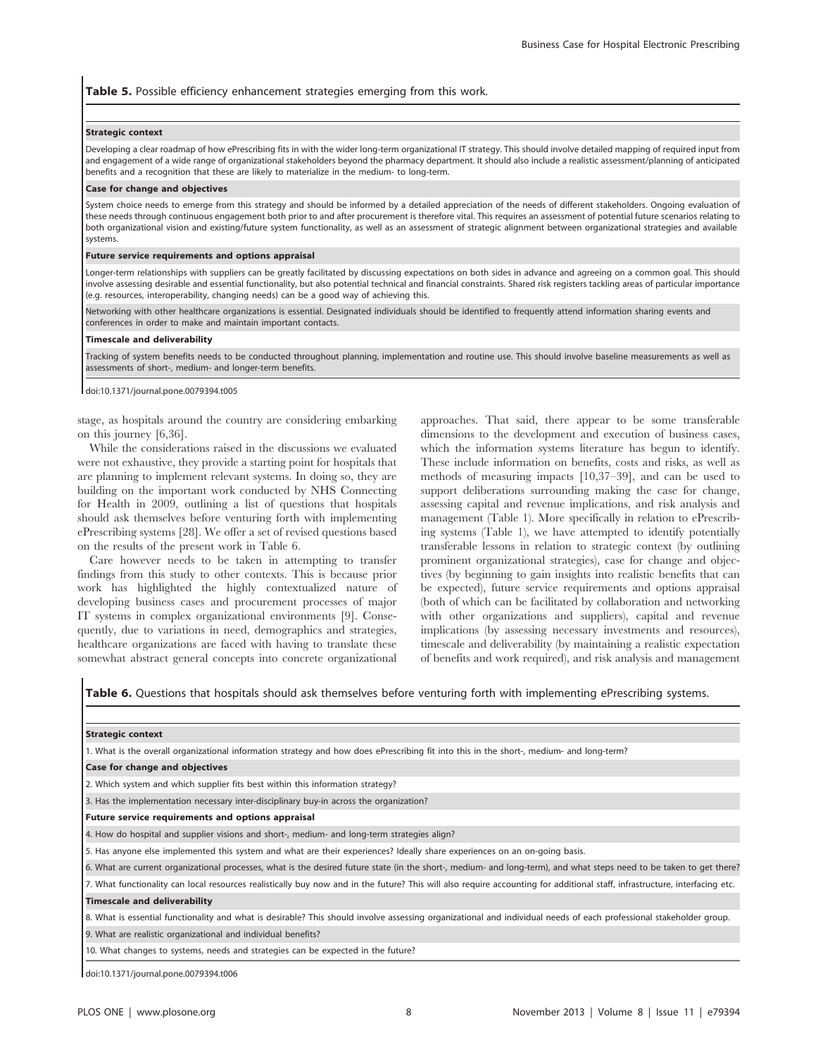**Table 5.** Possible efficiency enhancement strategies emerging from this work.

| |
|---|
| **Strategic context** |
| Developing a clear roadmap of how ePrescribing fits in with the wider long-term organizational IT strategy. This should involve detailed mapping of required input from and engagement of a wide range of organizational stakeholders beyond the pharmacy department. It should also include a realistic assessment/planning of anticipated benefits and a recognition that these are likely to materialize in the medium- to long-term. |
| **Case for change and objectives** |
| System choice needs to emerge from this strategy and should be informed by a detailed appreciation of the needs of different stakeholders. Ongoing evaluation of these needs through continuous engagement both prior to and after procurement is therefore vital. This requires an assessment of potential future scenarios relating to both organizational vision and existing/future system functionality, as well as an assessment of strategic alignment between organizational strategies and available systems. |
| **Future service requirements and options appraisal** |
| Longer-term relationships with suppliers can be greatly facilitated by discussing expectations on both sides in advance and agreeing on a common goal. This should involve assessing desirable and essential functionality, but also potential technical and financial constraints. Shared risk registers tackling areas of particular importance (e.g. resources, interoperability, changing needs) can be a good way of achieving this. |
| Networking with other healthcare organizations is essential. Designated individuals should be identified to frequently attend information sharing events and conferences in order to make and maintain important contacts. |
| **Timescale and deliverability** |
| Tracking of system benefits needs to be conducted throughout planning, implementation and routine use. This should involve baseline measurements as well as assessments of short-, medium- and longer-term benefits. |

doi:10.1371/journal.pone.0079394.t005

stage, as hospitals around the country are considering embarking on this journey [6,36].

While the considerations raised in the discussions we evaluated were not exhaustive, they provide a starting point for hospitals that are planning to implement relevant systems. In doing so, they are building on the important work conducted by NHS Connecting for Health in 2009, outlining a list of questions that hospitals should ask themselves before venturing forth with implementing ePrescribing systems [28]. We offer a set of revised questions based on the results of the present work in Table 6.

Care however needs to be taken in attempting to transfer findings from this study to other contexts. This is because prior work has highlighted the highly contextualized nature of developing business cases and procurement processes of major IT systems in complex organizational environments [9]. Consequently, due to variations in need, demographics and strategies, healthcare organizations are faced with having to translate these somewhat abstract general concepts into concrete organizational approaches. That said, there appear to be some transferable dimensions to the development and execution of business cases, which the information systems literature has begun to identify. These include information on benefits, costs and risks, as well as methods of measuring impacts [10,37–39], and can be used to support deliberations surrounding making the case for change, assessing capital and revenue implications, and risk analysis and management (Table 1). More specifically in relation to ePrescribing systems (Table 1), we have attempted to identify potentially transferable lessons in relation to strategic context (by outlining prominent organizational strategies), case for change and objectives (by beginning to gain insights into realistic benefits that can be expected), future service requirements and options appraisal (both of which can be facilitated by collaboration and networking with other organizations and suppliers), capital and revenue implications (by assessing necessary investments and resources), timescale and deliverability (by maintaining a realistic expectation of benefits and work required), and risk analysis and management

**Table 6.** Questions that hospitals should ask themselves before venturing forth with implementing ePrescribing systems.

| |
|---|
| **Strategic context** |
| 1. What is the overall organizational information strategy and how does ePrescribing fit into this in the short-, medium- and long-term? |
| **Case for change and objectives** |
| 2. Which system and which supplier fits best within this information strategy? |
| 3. Has the implementation necessary inter-disciplinary buy-in across the organization? |
| **Future service requirements and options appraisal** |
| 4. How do hospital and supplier visions and short-, medium- and long-term strategies align? |
| 5. Has anyone else implemented this system and what are their experiences? Ideally share experiences on an on-going basis. |
| 6. What are current organizational processes, what is the desired future state (in the short-, medium- and long-term), and what steps need to be taken to get there? |
| 7. What functionality can local resources realistically buy now and in the future? This will also require accounting for additional staff, infrastructure, interfacing etc. |
| **Timescale and deliverability** |
| 8. What is essential functionality and what is desirable? This should involve assessing organizational and individual needs of each professional stakeholder group. |
| 9. What are realistic organizational and individual benefits? |
| 10. What changes to systems, needs and strategies can be expected in the future? |

doi:10.1371/journal.pone.0079394.t006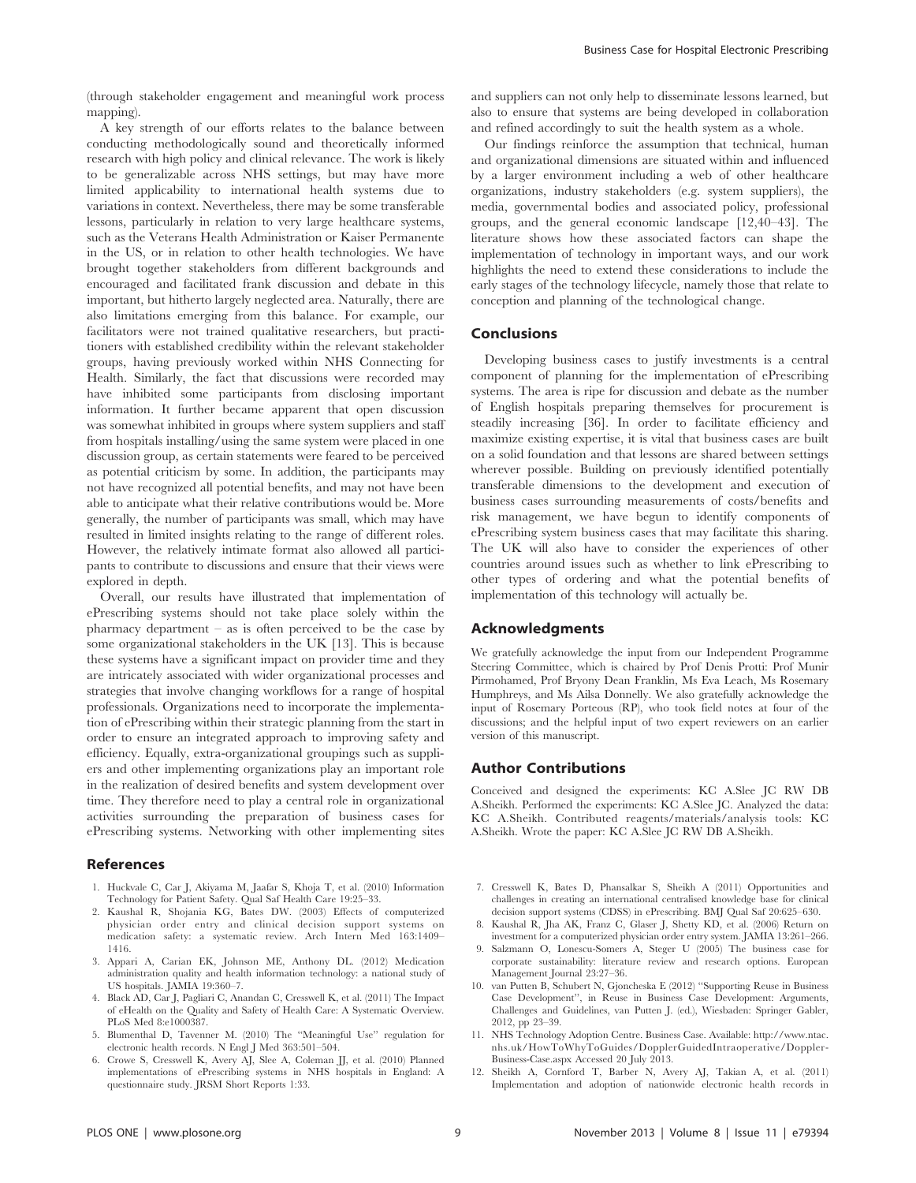(through stakeholder engagement and meaningful work process mapping).

A key strength of our efforts relates to the balance between conducting methodologically sound and theoretically informed research with high policy and clinical relevance. The work is likely to be generalizable across NHS settings, but may have more limited applicability to international health systems due to variations in context. Nevertheless, there may be some transferable lessons, particularly in relation to very large healthcare systems, such as the Veterans Health Administration or Kaiser Permanente in the US, or in relation to other health technologies. We have brought together stakeholders from different backgrounds and encouraged and facilitated frank discussion and debate in this important, but hitherto largely neglected area. Naturally, there are also limitations emerging from this balance. For example, our facilitators were not trained qualitative researchers, but practitioners with established credibility within the relevant stakeholder groups, having previously worked within NHS Connecting for Health. Similarly, the fact that discussions were recorded may have inhibited some participants from disclosing important information. It further became apparent that open discussion was somewhat inhibited in groups where system suppliers and staff from hospitals installing/using the same system were placed in one discussion group, as certain statements were feared to be perceived as potential criticism by some. In addition, the participants may not have recognized all potential benefits, and may not have been able to anticipate what their relative contributions would be. More generally, the number of participants was small, which may have resulted in limited insights relating to the range of different roles. However, the relatively intimate format also allowed all participants to contribute to discussions and ensure that their views were explored in depth.

Overall, our results have illustrated that implementation of ePrescribing systems should not take place solely within the pharmacy department – as is often perceived to be the case by some organizational stakeholders in the UK [13]. This is because these systems have a significant impact on provider time and they are intricately associated with wider organizational processes and strategies that involve changing workflows for a range of hospital professionals. Organizations need to incorporate the implementation of ePrescribing within their strategic planning from the start in order to ensure an integrated approach to improving safety and efficiency. Equally, extra-organizational groupings such as suppliers and other implementing organizations play an important role in the realization of desired benefits and system development over time. They therefore need to play a central role in organizational activities surrounding the preparation of business cases for ePrescribing systems. Networking with other implementing sites and suppliers can not only help to disseminate lessons learned, but also to ensure that systems are being developed in collaboration and refined accordingly to suit the health system as a whole.

Our findings reinforce the assumption that technical, human and organizational dimensions are situated within and influenced by a larger environment including a web of other healthcare organizations, industry stakeholders (e.g. system suppliers), the media, governmental bodies and associated policy, professional groups, and the general economic landscape [12,40–43]. The literature shows how these associated factors can shape the implementation of technology in important ways, and our work highlights the need to extend these considerations to include the early stages of the technology lifecycle, namely those that relate to conception and planning of the technological change.

## Conclusions

Developing business cases to justify investments is a central component of planning for the implementation of ePrescribing systems. The area is ripe for discussion and debate as the number of English hospitals preparing themselves for procurement is steadily increasing [36]. In order to facilitate efficiency and maximize existing expertise, it is vital that business cases are built on a solid foundation and that lessons are shared between settings wherever possible. Building on previously identified potentially transferable dimensions to the development and execution of business cases surrounding measurements of costs/benefits and risk management, we have begun to identify components of ePrescribing system business cases that may facilitate this sharing. The UK will also have to consider the experiences of other countries around issues such as whether to link ePrescribing to other types of ordering and what the potential benefits of implementation of this technology will actually be.

## Acknowledgments

We gratefully acknowledge the input from our Independent Programme Steering Committee, which is chaired by Prof Denis Protti: Prof Munir Pirmohamed, Prof Bryony Dean Franklin, Ms Eva Leach, Ms Rosemary Humphreys, and Ms Ailsa Donnelly. We also gratefully acknowledge the input of Rosemary Porteous (RP), who took field notes at four of the discussions; and the helpful input of two expert reviewers on an earlier version of this manuscript.

## Author Contributions

Conceived and designed the experiments: KC A.Slee JC RW DB A.Sheikh. Performed the experiments: KC A.Slee JC. Analyzed the data: KC A.Sheikh. Contributed reagents/materials/analysis tools: KC A.Sheikh. Wrote the paper: KC A.Slee JC RW DB A.Sheikh.

## References

1. Huckvale C, Car J, Akiyama M, Jaafar S, Khoja T, et al. (2010) Information Technology for Patient Safety. Qual Saf Health Care 19:25–33.
2. Kaushal R, Shojania KG, Bates DW. (2003) Effects of computerized physician order entry and clinical decision support systems on medication safety: a systematic review. Arch Intern Med 163:1409–1416.
3. Appari A, Carian EK, Johnson ME, Anthony DL. (2012) Medication administration quality and health information technology: a national study of US hospitals. JAMIA 19:360–7.
4. Black AD, Car J, Pagliari C, Anandan C, Cresswell K, et al. (2011) The Impact of eHealth on the Quality and Safety of Health Care: A Systematic Overview. PLoS Med 8:e1000387.
5. Blumenthal D, Tavenner M. (2010) The "Meaningful Use" regulation for electronic health records. N Engl J Med 363:501–504.
6. Crowe S, Cresswell K, Avery AJ, Slee A, Coleman JJ, et al. (2010) Planned implementations of ePrescribing systems in NHS hospitals in England: A questionnaire study. JRSM Short Reports 1:33.
7. Cresswell K, Bates D, Phansalkar S, Sheikh A (2011) Opportunities and challenges in creating an international centralised knowledge base for clinical decision support systems (CDSS) in ePrescribing. BMJ Qual Saf 20:625–630.
8. Kaushal R, Jha AK, Franz C, Glaser J, Shetty KD, et al. (2006) Return on investment for a computerized physician order entry system. JAMIA 13:261–266.
9. Salzmann O, Lonescu-Somers A, Steger U (2005) The business case for corporate sustainability: literature review and research options. European Management Journal 23:27–36.
10. van Putten B, Schubert N, Gjoncheska E (2012) "Supporting Reuse in Business Case Development", in Reuse in Business Case Development: Arguments, Challenges and Guidelines, van Putten J. (ed.), Wiesbaden: Springer Gabler, 2012, pp 23–39.
11. NHS Technology Adoption Centre. Business Case. Available: http://www.ntac.nhs.uk/HowToWhyToGuides/DopplerGuidedIntraoperative/Doppler-Business-Case.aspx Accessed 20 July 2013.
12. Sheikh A, Cornford T, Barber N, Avery AJ, Takian A, et al. (2011) Implementation and adoption of nationwide electronic health records in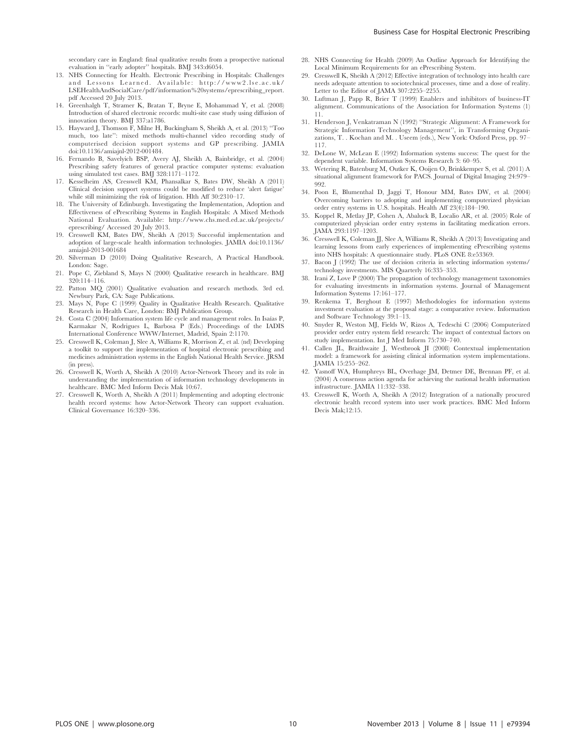secondary care in England: final qualitative results from a prospective national evaluation in ''early adopter'' hospitals. BMJ 343:d6054.

13. NHS Connecting for Health. Electronic Prescribing in Hospitals: Challenges and Lessons Learned. Available: http://www2.lse.ac.uk/LSEHealthAndSocialCare/pdf/information%20systems/eprescribing_report.pdf Accessed 20 July 2013.
14. Greenhalgh T, Stramer K, Bratan T, Bryne E, Mohammad Y, et al. (2008) Introduction of shared electronic records: multi-site case study using diffusion of innovation theory. BMJ 337:a1786.
15. Hayward J, Thomson F, Milne H, Buckingham S, Sheikh A, et al. (2013) ''Too much, too late'': mixed methods multi-channel video recording study of computerised decision support systems and GP prescribing. JAMIA doi:10.1136/amiajnl-2012-001484.
16. Fernando B, Savelyich BSP, Avery AJ, Sheikh A, Bainbridge, et al. (2004) Prescribing safety features of general practice computer systems: evaluation using simulated test cases. BMJ 328:1171–1172.
17. Kesselheim AS, Cresswell KM, Phansalkar S, Bates DW, Sheikh A (2011) Clinical decision support systems could be modified to reduce 'alert fatigue' while still minimizing the risk of litigation. Hlth Aff 30:2310–17.
18. The University of Edinburgh. Investigating the Implementation, Adoption and Effectiveness of ePrescribing Systems in English Hospitals: A Mixed Methods National Evaluation. Available: http://www.chs.med.ed.ac.uk/projects/eprescribing/ Accessed 20 July 2013.
19. Cresswell KM, Bates DW, Sheikh A (2013) Successful implementation and adoption of large-scale health information technologies. JAMIA doi:10.1136/amiajnl-2013-001684
20. Silverman D (2010) Doing Qualitative Research, A Practical Handbook. London: Sage.
21. Pope C, Ziebland S, Mays N (2000) Qualitative research in healthcare. BMJ 320:114–116.
22. Patton MQ (2001) Qualitative evaluation and research methods. 3rd ed. Newbury Park, CA: Sage Publications.
23. Mays N, Pope C (1999) Quality in Qualitative Health Research. Qualitative Research in Health Care, London: BMJ Publication Group.
24. Costa C (2004) Information system life cycle and management roles. In Isaías P, Karmakar N, Rodrigues L, Barbosa P (Eds.) Proceedings of the IADIS International Conference WWW/Internet, Madrid, Spain 2:1170.
25. Cresswell K, Coleman J, Slee A, Williams R, Morrison Z, et al. (nd) Developing a toolkit to support the implementation of hospital electronic prescribing and medicines administration systems in the English National Health Service. JRSM (in press).
26. Cresswell K, Worth A, Sheikh A (2010) Actor-Network Theory and its role in understanding the implementation of information technology developments in healthcare. BMC Med Inform Decis Mak 10:67.
27. Cresswell K, Worth A, Sheikh A (2011) Implementing and adopting electronic health record systems: how Actor-Network Theory can support evaluation. Clinical Governance 16:320–336.
28. NHS Connecting for Health (2009) An Outline Approach for Identifying the Local Minimum Requirements for an ePrescribing System.
29. Cresswell K, Sheikh A (2012) Effective integration of technology into health care needs adequate attention to sociotechnical processes, time and a dose of reality. Letter to the Editor of JAMA 307:2255–2255.
30. Luftman J, Papp R, Brier T (1999) Enablers and inhibitors of business-IT alignment. Communications of the Association for Information Systems (1) 11.
31. Henderson J, Venkatraman N (1992) ''Strategic Alignment: A Framework for Strategic Information Technology Management'', in Transforming Organizations, T. . Kochan and M. . Useem (eds.), New York: Oxford Press, pp. 97–117.
32. DeLone W, McLean E (1992) Information systems success: The quest for the dependent variable. Information Systems Research 3: 60–95.
33. Wetering R, Batenburg M, Outker K, Ooijen O, Brinkkemper S, et al. (2011) A situational alignment framework for PACS. Journal of Digital Imaging 24:979–992.
34. Poon E, Blumenthal D, Jaggi T, Honour MM, Bates DW, et al. (2004) Overcoming barriers to adopting and implementing computerized physician order entry systems in U.S. hospitals. Health Aff 23(4):184–190.
35. Koppel R, Metlay JP, Cohen A, Abaluck B, Localio AR, et al. (2005) Role of computerized physician order entry systems in facilitating medication errors. JAMA 293:1197–1203.
36. Cresswell K, Coleman JJ, Slee A, Williams R, Sheikh A (2013) Investigating and learning lessons from early experiences of implementing ePrescribing systems into NHS hospitals: A questionnaire study. PLoS ONE 8:e53369.
37. Bacon J (1992) The use of decision criteria in selecting information systems/technology investments. MIS Quarterly 16:335–353.
38. Irani Z, Love P (2000) The propagation of technology management taxonomies for evaluating investments in information systems. Journal of Management Information Systems 17:161–177.
39. Renkema T, Berghout E (1997) Methodologies for information systems investment evaluation at the proposal stage: a comparative review. Information and Software Technology 39:1–13.
40. Snyder R, Weston MJ, Fields W, Rizos A, Tedeschi C (2006) Computerized provider order entry system field research: The impact of contextual factors on study implementation. Int J Med Inform 75:730–740.
41. Callen JL, Braithwaite J, Westbrook JI (2008) Contextual implementation model: a framework for assisting clinical information system implementations. JAMIA 15:255–262.
42. Yasnoff WA, Humphreys BL, Overhage JM, Detmer DE, Brennan PF, et al. (2004) A consensus action agenda for achieving the national health information infrastructure. JAMIA 11:332–338.
43. Cresswell K, Worth A, Sheikh A (2012) Integration of a nationally procured electronic health record system into user work practices. BMC Med Inform Decis Mak;12:15.